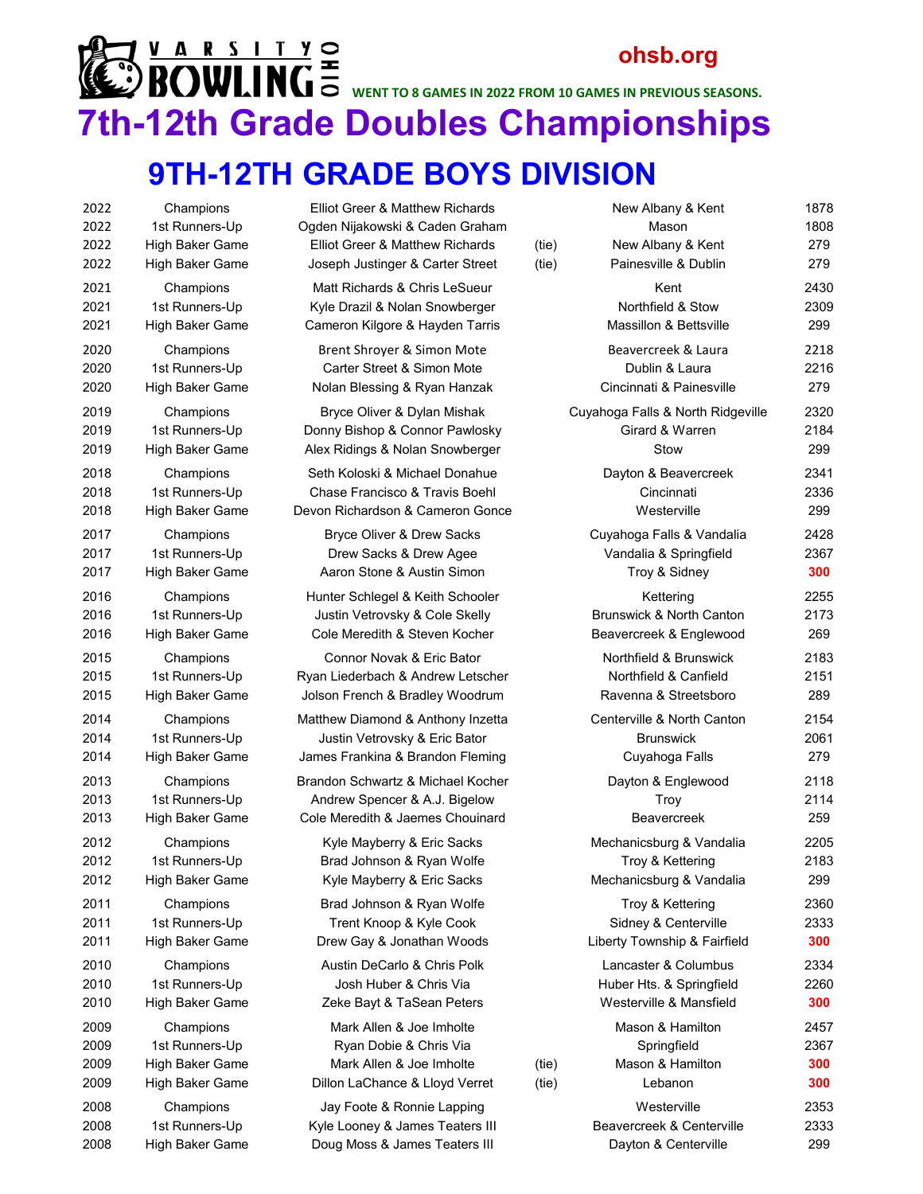VARSITY BOWLING OHIO

ohsb.org

WENT TO 8 GAMES IN 2022 FROM 10 GAMES IN PREVIOUS SEASONS.

# 7th-12th Grade Doubles Championships

## 9TH-12TH GRADE BOYS DIVISION

| Year | Place | Bowlers | | Schools | Score |
|---|---|---|---|---|---|
| 2022 | Champions | Elliot Greer & Matthew Richards | | New Albany & Kent | 1878 |
| 2022 | 1st Runners-Up | Ogden Nijakowski & Caden Graham | | Mason | 1808 |
| 2022 | High Baker Game | Elliot Greer & Matthew Richards | (tie) | New Albany & Kent | 279 |
| 2022 | High Baker Game | Joseph Justinger & Carter Street | (tie) | Painesville & Dublin | 279 |
| 2021 | Champions | Matt Richards & Chris LeSueur | | Kent | 2430 |
| 2021 | 1st Runners-Up | Kyle Drazil & Nolan Snowberger | | Northfield & Stow | 2309 |
| 2021 | High Baker Game | Cameron Kilgore & Hayden Tarris | | Massillon & Bettsville | 299 |
| 2020 | Champions | Brent Shroyer & Simon Mote | | Beavercreek & Laura | 2218 |
| 2020 | 1st Runners-Up | Carter Street & Simon Mote | | Dublin & Laura | 2216 |
| 2020 | High Baker Game | Nolan Blessing & Ryan Hanzak | | Cincinnati & Painesville | 279 |
| 2019 | Champions | Bryce Oliver & Dylan Mishak | | Cuyahoga Falls & North Ridgeville | 2320 |
| 2019 | 1st Runners-Up | Donny Bishop & Connor Pawlosky | | Girard & Warren | 2184 |
| 2019 | High Baker Game | Alex Ridings & Nolan Snowberger | | Stow | 299 |
| 2018 | Champions | Seth Koloski & Michael Donahue | | Dayton & Beavercreek | 2341 |
| 2018 | 1st Runners-Up | Chase Francisco & Travis Boehl | | Cincinnati | 2336 |
| 2018 | High Baker Game | Devon Richardson & Cameron Gonce | | Westerville | 299 |
| 2017 | Champions | Bryce Oliver & Drew Sacks | | Cuyahoga Falls & Vandalia | 2428 |
| 2017 | 1st Runners-Up | Drew Sacks & Drew Agee | | Vandalia & Springfield | 2367 |
| 2017 | High Baker Game | Aaron Stone & Austin Simon | | Troy & Sidney | 300 |
| 2016 | Champions | Hunter Schlegel & Keith Schooler | | Kettering | 2255 |
| 2016 | 1st Runners-Up | Justin Vetrovsky & Cole Skelly | | Brunswick & North Canton | 2173 |
| 2016 | High Baker Game | Cole Meredith & Steven Kocher | | Beavercreek & Englewood | 269 |
| 2015 | Champions | Connor Novak & Eric Bator | | Northfield & Brunswick | 2183 |
| 2015 | 1st Runners-Up | Ryan Liederbach & Andrew Letscher | | Northfield & Canfield | 2151 |
| 2015 | High Baker Game | Jolson French & Bradley Woodrum | | Ravenna & Streetsboro | 289 |
| 2014 | Champions | Matthew Diamond & Anthony Inzetta | | Centerville & North Canton | 2154 |
| 2014 | 1st Runners-Up | Justin Vetrovsky & Eric Bator | | Brunswick | 2061 |
| 2014 | High Baker Game | James Frankina & Brandon Fleming | | Cuyahoga Falls | 279 |
| 2013 | Champions | Brandon Schwartz & Michael Kocher | | Dayton & Englewood | 2118 |
| 2013 | 1st Runners-Up | Andrew Spencer & A.J. Bigelow | | Troy | 2114 |
| 2013 | High Baker Game | Cole Meredith & Jaemes Chouinard | | Beavercreek | 259 |
| 2012 | Champions | Kyle Mayberry & Eric Sacks | | Mechanicsburg & Vandalia | 2205 |
| 2012 | 1st Runners-Up | Brad Johnson & Ryan Wolfe | | Troy & Kettering | 2183 |
| 2012 | High Baker Game | Kyle Mayberry & Eric Sacks | | Mechanicsburg & Vandalia | 299 |
| 2011 | Champions | Brad Johnson & Ryan Wolfe | | Troy & Kettering | 2360 |
| 2011 | 1st Runners-Up | Trent Knoop & Kyle Cook | | Sidney & Centerville | 2333 |
| 2011 | High Baker Game | Drew Gay & Jonathan Woods | | Liberty Township & Fairfield | 300 |
| 2010 | Champions | Austin DeCarlo & Chris Polk | | Lancaster & Columbus | 2334 |
| 2010 | 1st Runners-Up | Josh Huber & Chris Via | | Huber Hts. & Springfield | 2260 |
| 2010 | High Baker Game | Zeke Bayt & TaSean Peters | | Westerville & Mansfield | 300 |
| 2009 | Champions | Mark Allen & Joe Imholte | | Mason & Hamilton | 2457 |
| 2009 | 1st Runners-Up | Ryan Dobie & Chris Via | | Springfield | 2367 |
| 2009 | High Baker Game | Mark Allen & Joe Imholte | (tie) | Mason & Hamilton | 300 |
| 2009 | High Baker Game | Dillon LaChance & Lloyd Verret | (tie) | Lebanon | 300 |
| 2008 | Champions | Jay Foote & Ronnie Lapping | | Westerville | 2353 |
| 2008 | 1st Runners-Up | Kyle Looney & James Teaters III | | Beavercreek & Centerville | 2333 |
| 2008 | High Baker Game | Doug Moss & James Teaters III | | Dayton & Centerville | 299 |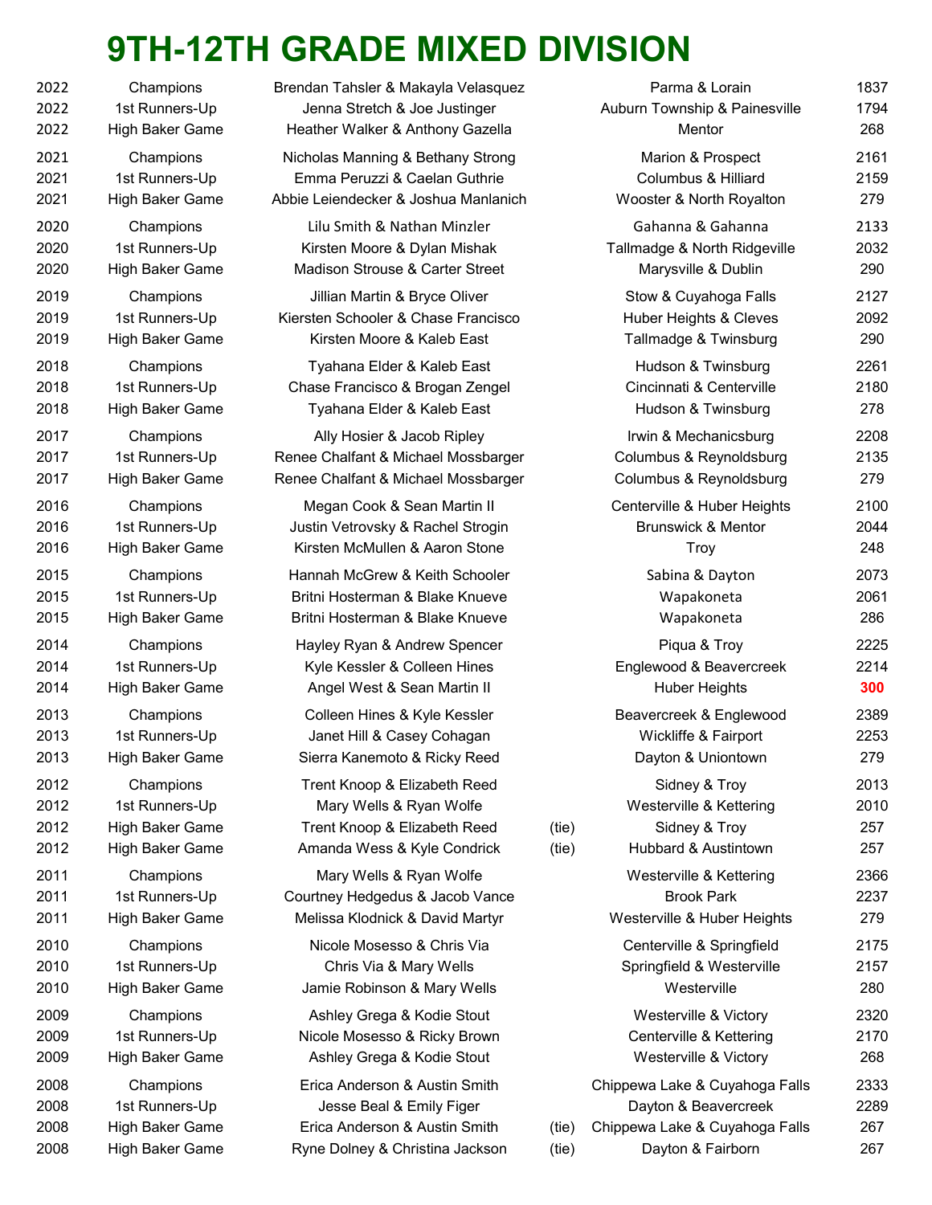# 9TH-12TH GRADE MIXED DIVISION

| Year | Award | Names | | Location | Score |
|---|---|---|---|---|---|
| 2022 | Champions | Brendan Tahsler & Makayla Velasquez | | Parma & Lorain | 1837 |
| 2022 | 1st Runners-Up | Jenna Stretch & Joe Justinger | | Auburn Township & Painesville | 1794 |
| 2022 | High Baker Game | Heather Walker & Anthony Gazella | | Mentor | 268 |
| 2021 | Champions | Nicholas Manning & Bethany Strong | | Marion & Prospect | 2161 |
| 2021 | 1st Runners-Up | Emma Peruzzi & Caelan Guthrie | | Columbus & Hilliard | 2159 |
| 2021 | High Baker Game | Abbie Leiendecker & Joshua Manlanich | | Wooster & North Royalton | 279 |
| 2020 | Champions | Lilu Smith & Nathan Minzler | | Gahanna & Gahanna | 2133 |
| 2020 | 1st Runners-Up | Kirsten Moore & Dylan Mishak | | Tallmadge & North Ridgeville | 2032 |
| 2020 | High Baker Game | Madison Strouse & Carter Street | | Marysville & Dublin | 290 |
| 2019 | Champions | Jillian Martin & Bryce Oliver | | Stow & Cuyahoga Falls | 2127 |
| 2019 | 1st Runners-Up | Kiersten Schooler & Chase Francisco | | Huber Heights & Cleves | 2092 |
| 2019 | High Baker Game | Kirsten Moore & Kaleb East | | Tallmadge & Twinsburg | 290 |
| 2018 | Champions | Tyahana Elder & Kaleb East | | Hudson & Twinsburg | 2261 |
| 2018 | 1st Runners-Up | Chase Francisco & Brogan Zengel | | Cincinnati & Centerville | 2180 |
| 2018 | High Baker Game | Tyahana Elder & Kaleb East | | Hudson & Twinsburg | 278 |
| 2017 | Champions | Ally Hosier & Jacob Ripley | | Irwin & Mechanicsburg | 2208 |
| 2017 | 1st Runners-Up | Renee Chalfant & Michael Mossbarger | | Columbus & Reynoldsburg | 2135 |
| 2017 | High Baker Game | Renee Chalfant & Michael Mossbarger | | Columbus & Reynoldsburg | 279 |
| 2016 | Champions | Megan Cook & Sean Martin II | | Centerville & Huber Heights | 2100 |
| 2016 | 1st Runners-Up | Justin Vetrovsky & Rachel Strogin | | Brunswick & Mentor | 2044 |
| 2016 | High Baker Game | Kirsten McMullen & Aaron Stone | | Troy | 248 |
| 2015 | Champions | Hannah McGrew & Keith Schooler | | Sabina & Dayton | 2073 |
| 2015 | 1st Runners-Up | Britni Hosterman & Blake Knueve | | Wapakoneta | 2061 |
| 2015 | High Baker Game | Britni Hosterman & Blake Knueve | | Wapakoneta | 286 |
| 2014 | Champions | Hayley Ryan & Andrew Spencer | | Piqua & Troy | 2225 |
| 2014 | 1st Runners-Up | Kyle Kessler & Colleen Hines | | Englewood & Beavercreek | 2214 |
| 2014 | High Baker Game | Angel West & Sean Martin II | | Huber Heights | **300** |
| 2013 | Champions | Colleen Hines & Kyle Kessler | | Beavercreek & Englewood | 2389 |
| 2013 | 1st Runners-Up | Janet Hill & Casey Cohagan | | Wickliffe & Fairport | 2253 |
| 2013 | High Baker Game | Sierra Kanemoto & Ricky Reed | | Dayton & Uniontown | 279 |
| 2012 | Champions | Trent Knoop & Elizabeth Reed | | Sidney & Troy | 2013 |
| 2012 | 1st Runners-Up | Mary Wells & Ryan Wolfe | | Westerville & Kettering | 2010 |
| 2012 | High Baker Game | Trent Knoop & Elizabeth Reed | (tie) | Sidney & Troy | 257 |
| 2012 | High Baker Game | Amanda Wess & Kyle Condrick | (tie) | Hubbard & Austintown | 257 |
| 2011 | Champions | Mary Wells & Ryan Wolfe | | Westerville & Kettering | 2366 |
| 2011 | 1st Runners-Up | Courtney Hedgedus & Jacob Vance | | Brook Park | 2237 |
| 2011 | High Baker Game | Melissa Klodnick & David Martyr | | Westerville & Huber Heights | 279 |
| 2010 | Champions | Nicole Mosesso & Chris Via | | Centerville & Springfield | 2175 |
| 2010 | 1st Runners-Up | Chris Via & Mary Wells | | Springfield & Westerville | 2157 |
| 2010 | High Baker Game | Jamie Robinson & Mary Wells | | Westerville | 280 |
| 2009 | Champions | Ashley Grega & Kodie Stout | | Westerville & Victory | 2320 |
| 2009 | 1st Runners-Up | Nicole Mosesso & Ricky Brown | | Centerville & Kettering | 2170 |
| 2009 | High Baker Game | Ashley Grega & Kodie Stout | | Westerville & Victory | 268 |
| 2008 | Champions | Erica Anderson & Austin Smith | | Chippewa Lake & Cuyahoga Falls | 2333 |
| 2008 | 1st Runners-Up | Jesse Beal & Emily Figer | | Dayton & Beavercreek | 2289 |
| 2008 | High Baker Game | Erica Anderson & Austin Smith | (tie) | Chippewa Lake & Cuyahoga Falls | 267 |
| 2008 | High Baker Game | Ryne Dolney & Christina Jackson | (tie) | Dayton & Fairborn | 267 |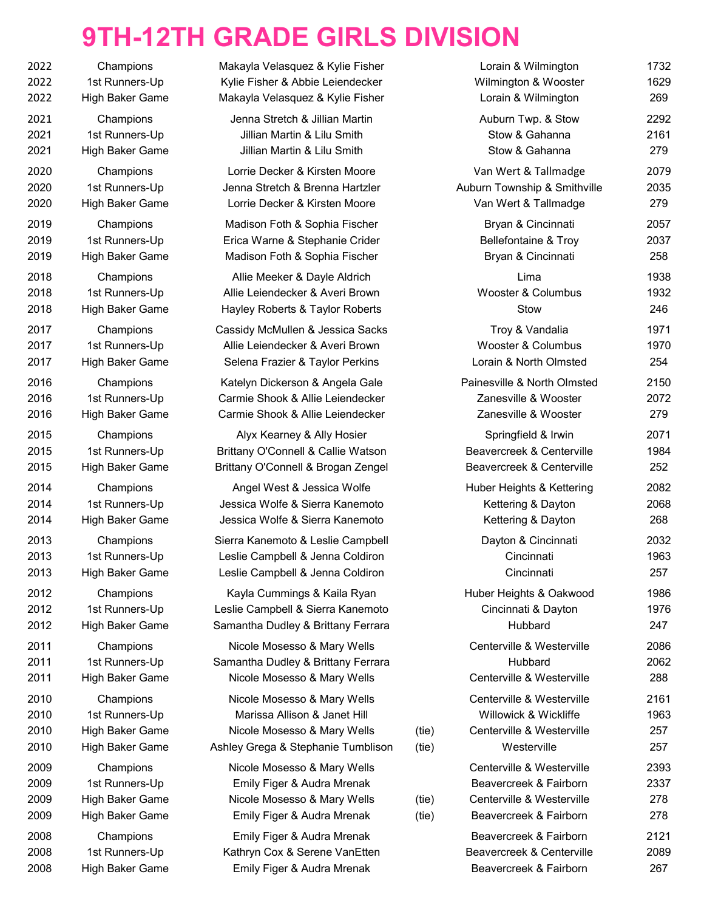# 9TH-12TH GRADE GIRLS DIVISION

| Year | Award | Bowlers | Tie | City | Score |
|---|---|---|---|---|---|
| 2022 | Champions | Makayla Velasquez & Kylie Fisher | | Lorain & Wilmington | 1732 |
| 2022 | 1st Runners-Up | Kylie Fisher & Abbie Leiendecker | | Wilmington & Wooster | 1629 |
| 2022 | High Baker Game | Makayla Velasquez & Kylie Fisher | | Lorain & Wilmington | 269 |
| 2021 | Champions | Jenna Stretch & Jillian Martin | | Auburn Twp. & Stow | 2292 |
| 2021 | 1st Runners-Up | Jillian Martin & Lilu Smith | | Stow & Gahanna | 2161 |
| 2021 | High Baker Game | Jillian Martin & Lilu Smith | | Stow & Gahanna | 279 |
| 2020 | Champions | Lorrie Decker & Kirsten Moore | | Van Wert & Tallmadge | 2079 |
| 2020 | 1st Runners-Up | Jenna Stretch & Brenna Hartzler | | Auburn Township & Smithville | 2035 |
| 2020 | High Baker Game | Lorrie Decker & Kirsten Moore | | Van Wert & Tallmadge | 279 |
| 2019 | Champions | Madison Foth & Sophia Fischer | | Bryan & Cincinnati | 2057 |
| 2019 | 1st Runners-Up | Erica Warne & Stephanie Crider | | Bellefontaine & Troy | 2037 |
| 2019 | High Baker Game | Madison Foth & Sophia Fischer | | Bryan & Cincinnati | 258 |
| 2018 | Champions | Allie Meeker & Dayle Aldrich | | Lima | 1938 |
| 2018 | 1st Runners-Up | Allie Leiendecker & Averi Brown | | Wooster & Columbus | 1932 |
| 2018 | High Baker Game | Hayley Roberts & Taylor Roberts | | Stow | 246 |
| 2017 | Champions | Cassidy McMullen & Jessica Sacks | | Troy & Vandalia | 1971 |
| 2017 | 1st Runners-Up | Allie Leiendecker & Averi Brown | | Wooster & Columbus | 1970 |
| 2017 | High Baker Game | Selena Frazier & Taylor Perkins | | Lorain & North Olmsted | 254 |
| 2016 | Champions | Katelyn Dickerson & Angela Gale | | Painesville & North Olmsted | 2150 |
| 2016 | 1st Runners-Up | Carmie Shook & Allie Leiendecker | | Zanesville & Wooster | 2072 |
| 2016 | High Baker Game | Carmie Shook & Allie Leiendecker | | Zanesville & Wooster | 279 |
| 2015 | Champions | Alyx Kearney & Ally Hosier | | Springfield & Irwin | 2071 |
| 2015 | 1st Runners-Up | Brittany O'Connell & Callie Watson | | Beavercreek & Centerville | 1984 |
| 2015 | High Baker Game | Brittany O'Connell & Brogan Zengel | | Beavercreek & Centerville | 252 |
| 2014 | Champions | Angel West & Jessica Wolfe | | Huber Heights & Kettering | 2082 |
| 2014 | 1st Runners-Up | Jessica Wolfe & Sierra Kanemoto | | Kettering & Dayton | 2068 |
| 2014 | High Baker Game | Jessica Wolfe & Sierra Kanemoto | | Kettering & Dayton | 268 |
| 2013 | Champions | Sierra Kanemoto & Leslie Campbell | | Dayton & Cincinnati | 2032 |
| 2013 | 1st Runners-Up | Leslie Campbell & Jenna Coldiron | | Cincinnati | 1963 |
| 2013 | High Baker Game | Leslie Campbell & Jenna Coldiron | | Cincinnati | 257 |
| 2012 | Champions | Kayla Cummings & Kaila Ryan | | Huber Heights & Oakwood | 1986 |
| 2012 | 1st Runners-Up | Leslie Campbell & Sierra Kanemoto | | Cincinnati & Dayton | 1976 |
| 2012 | High Baker Game | Samantha Dudley & Brittany Ferrara | | Hubbard | 247 |
| 2011 | Champions | Nicole Mosesso & Mary Wells | | Centerville & Westerville | 2086 |
| 2011 | 1st Runners-Up | Samantha Dudley & Brittany Ferrara | | Hubbard | 2062 |
| 2011 | High Baker Game | Nicole Mosesso & Mary Wells | | Centerville & Westerville | 288 |
| 2010 | Champions | Nicole Mosesso & Mary Wells | | Centerville & Westerville | 2161 |
| 2010 | 1st Runners-Up | Marissa Allison & Janet Hill | | Willowick & Wickliffe | 1963 |
| 2010 | High Baker Game | Nicole Mosesso & Mary Wells | (tie) | Centerville & Westerville | 257 |
| 2010 | High Baker Game | Ashley Grega & Stephanie Tumblison | (tie) | Westerville | 257 |
| 2009 | Champions | Nicole Mosesso & Mary Wells | | Centerville & Westerville | 2393 |
| 2009 | 1st Runners-Up | Emily Figer & Audra Mrenak | | Beavercreek & Fairborn | 2337 |
| 2009 | High Baker Game | Nicole Mosesso & Mary Wells | (tie) | Centerville & Westerville | 278 |
| 2009 | High Baker Game | Emily Figer & Audra Mrenak | (tie) | Beavercreek & Fairborn | 278 |
| 2008 | Champions | Emily Figer & Audra Mrenak | | Beavercreek & Fairborn | 2121 |
| 2008 | 1st Runners-Up | Kathryn Cox & Serene VanEtten | | Beavercreek & Centerville | 2089 |
| 2008 | High Baker Game | Emily Figer & Audra Mrenak | | Beavercreek & Fairborn | 267 |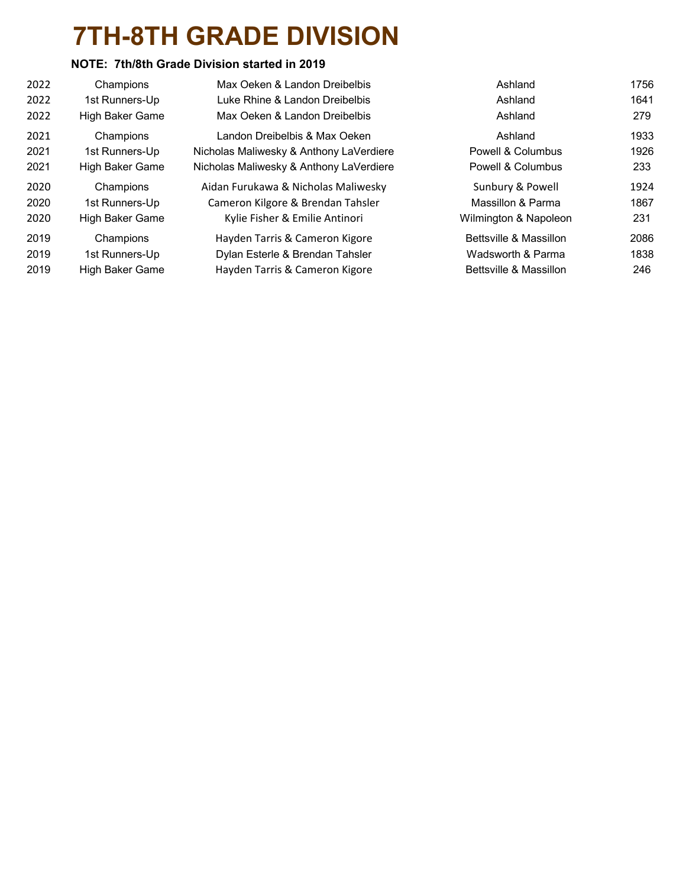# 7TH-8TH GRADE DIVISION

**NOTE: 7th/8th Grade Division started in 2019**

| | | | | |
|---|---|---|---|---|
| 2022 | Champions | Max Oeken & Landon Dreibelbis | Ashland | 1756 |
| 2022 | 1st Runners-Up | Luke Rhine & Landon Dreibelbis | Ashland | 1641 |
| 2022 | High Baker Game | Max Oeken & Landon Dreibelbis | Ashland | 279 |
| 2021 | Champions | Landon Dreibelbis & Max Oeken | Ashland | 1933 |
| 2021 | 1st Runners-Up | Nicholas Maliwesky & Anthony LaVerdiere | Powell & Columbus | 1926 |
| 2021 | High Baker Game | Nicholas Maliwesky & Anthony LaVerdiere | Powell & Columbus | 233 |
| 2020 | Champions | Aidan Furukawa & Nicholas Maliwesky | Sunbury & Powell | 1924 |
| 2020 | 1st Runners-Up | Cameron Kilgore & Brendan Tahsler | Massillon & Parma | 1867 |
| 2020 | High Baker Game | Kylie Fisher & Emilie Antinori | Wilmington & Napoleon | 231 |
| 2019 | Champions | Hayden Tarris & Cameron Kigore | Bettsville & Massillon | 2086 |
| 2019 | 1st Runners-Up | Dylan Esterle & Brendan Tahsler | Wadsworth & Parma | 1838 |
| 2019 | High Baker Game | Hayden Tarris & Cameron Kigore | Bettsville & Massillon | 246 |